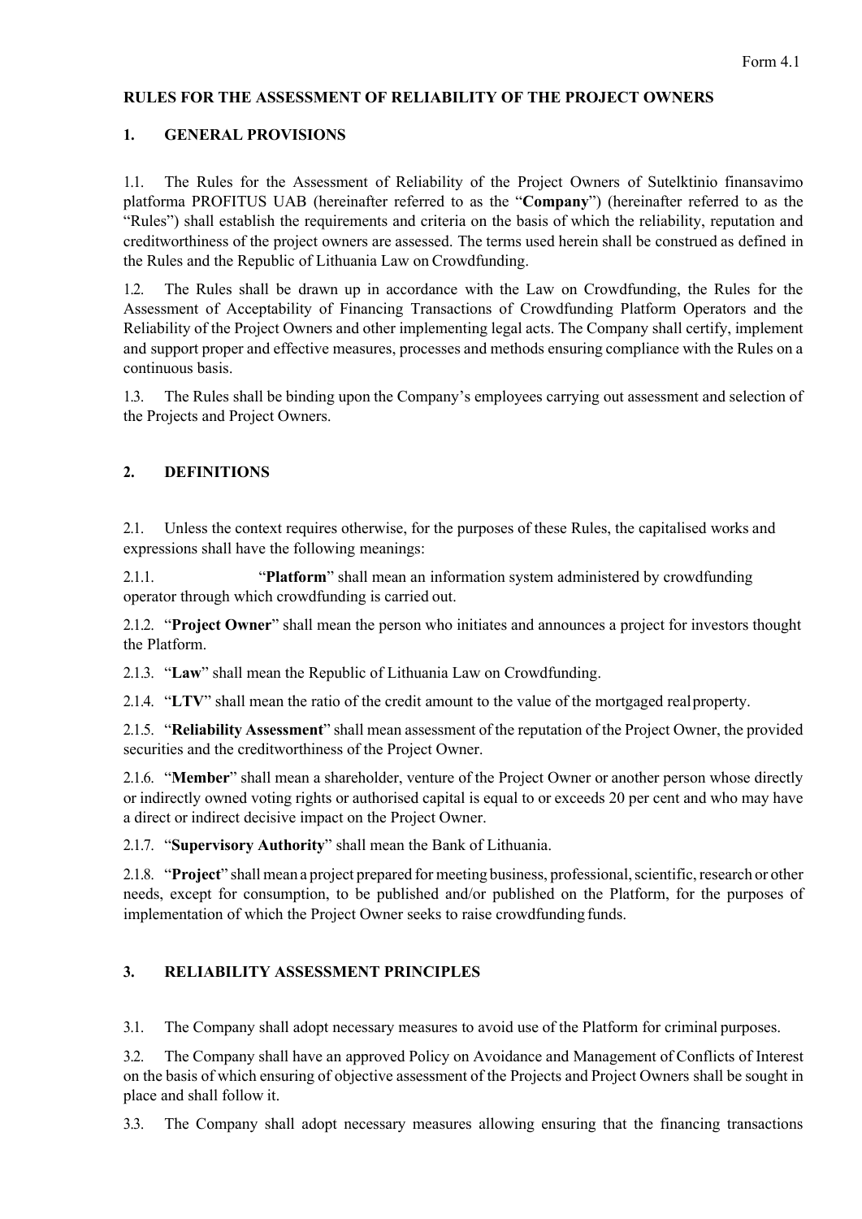Form 4.1

**RULES FOR THE ASSESSMENT OF RELIABILITY OF THE PROJECT OWNERS**

## 1. GENERAL PROVISIONS

1.1. The Rules for the Assessment of Reliability of the Project Owners of Sutelktinio finansavimo platforma PROFITUS UAB (hereinafter referred to as the "**Company**") (hereinafter referred to as the "Rules") shall establish the requirements and criteria on the basis of which the reliability, reputation and creditworthiness of the project owners are assessed. The terms used herein shall be construed as defined in the Rules and the Republic of Lithuania Law on Crowdfunding.

1.2. The Rules shall be drawn up in accordance with the Law on Crowdfunding, the Rules for the Assessment of Acceptability of Financing Transactions of Crowdfunding Platform Operators and the Reliability of the Project Owners and other implementing legal acts. The Company shall certify, implement and support proper and effective measures, processes and methods ensuring compliance with the Rules on a continuous basis.

1.3. The Rules shall be binding upon the Company's employees carrying out assessment and selection of the Projects and Project Owners.

## 2. DEFINITIONS

2.1. Unless the context requires otherwise, for the purposes of these Rules, the capitalised works and expressions shall have the following meanings:

2.1.1. "**Platform**" shall mean an information system administered by crowdfunding operator through which crowdfunding is carried out.

2.1.2. "**Project Owner**" shall mean the person who initiates and announces a project for investors thought the Platform.

2.1.3. "**Law**" shall mean the Republic of Lithuania Law on Crowdfunding.

2.1.4. "**LTV**" shall mean the ratio of the credit amount to the value of the mortgaged real property.

2.1.5. "**Reliability Assessment**" shall mean assessment of the reputation of the Project Owner, the provided securities and the creditworthiness of the Project Owner.

2.1.6. "**Member**" shall mean a shareholder, venture of the Project Owner or another person whose directly or indirectly owned voting rights or authorised capital is equal to or exceeds 20 per cent and who may have a direct or indirect decisive impact on the Project Owner.

2.1.7. "**Supervisory Authority**" shall mean the Bank of Lithuania.

2.1.8. "**Project**" shall mean a project prepared for meeting business, professional, scientific, research or other needs, except for consumption, to be published and/or published on the Platform, for the purposes of implementation of which the Project Owner seeks to raise crowdfunding funds.

## 3. RELIABILITY ASSESSMENT PRINCIPLES

3.1. The Company shall adopt necessary measures to avoid use of the Platform for criminal purposes.

3.2. The Company shall have an approved Policy on Avoidance and Management of Conflicts of Interest on the basis of which ensuring of objective assessment of the Projects and Project Owners shall be sought in place and shall follow it.

3.3. The Company shall adopt necessary measures allowing ensuring that the financing transactions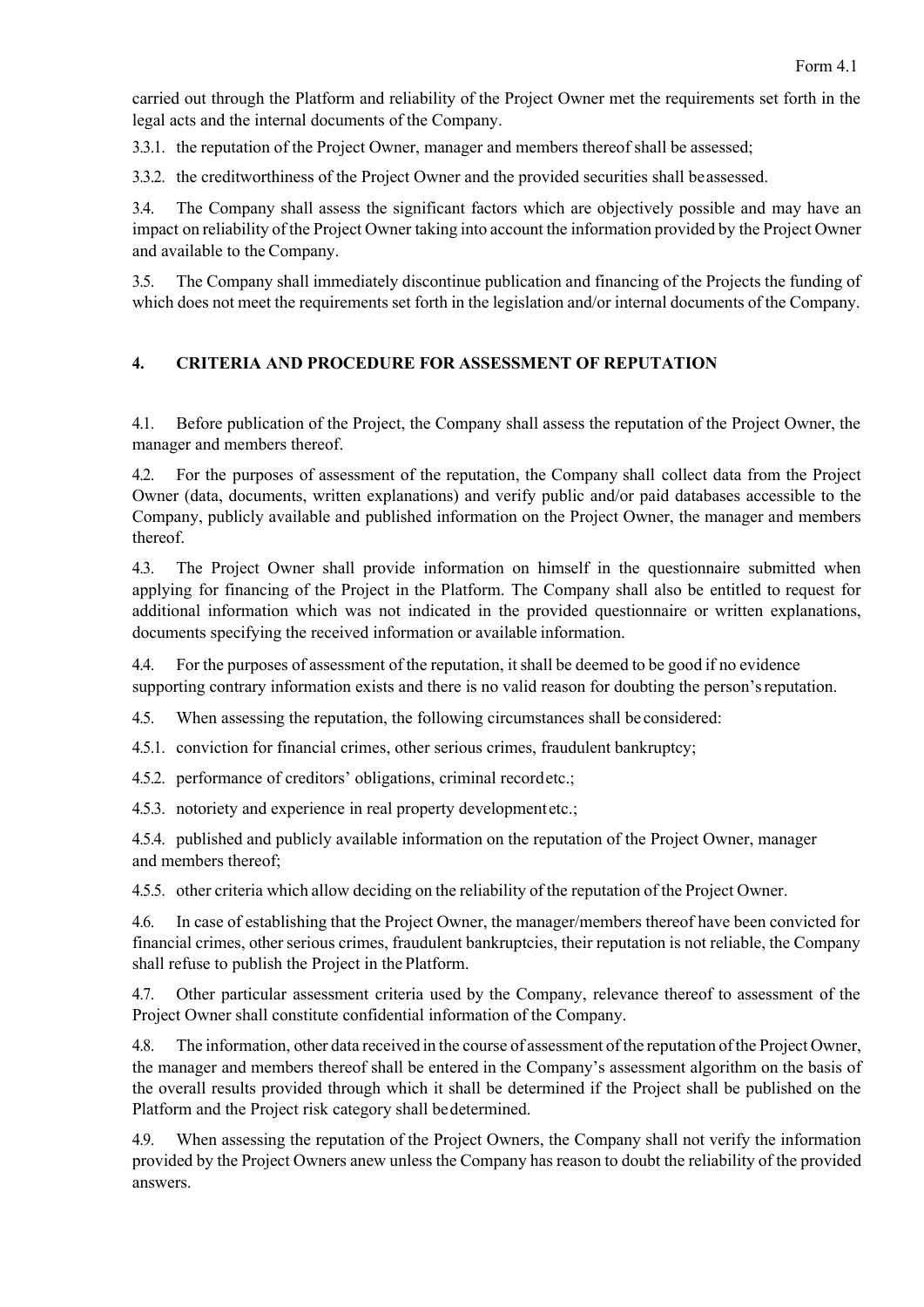carried out through the Platform and reliability of the Project Owner met the requirements set forth in the legal acts and the internal documents of the Company.

3.3.1. the reputation of the Project Owner, manager and members thereof shall be assessed;

3.3.2. the creditworthiness of the Project Owner and the provided securities shall be assessed.

3.4. The Company shall assess the significant factors which are objectively possible and may have an impact on reliability of the Project Owner taking into account the information provided by the Project Owner and available to the Company.

3.5. The Company shall immediately discontinue publication and financing of the Projects the funding of which does not meet the requirements set forth in the legislation and/or internal documents of the Company.

## 4. CRITERIA AND PROCEDURE FOR ASSESSMENT OF REPUTATION

4.1. Before publication of the Project, the Company shall assess the reputation of the Project Owner, the manager and members thereof.

4.2. For the purposes of assessment of the reputation, the Company shall collect data from the Project Owner (data, documents, written explanations) and verify public and/or paid databases accessible to the Company, publicly available and published information on the Project Owner, the manager and members thereof.

4.3. The Project Owner shall provide information on himself in the questionnaire submitted when applying for financing of the Project in the Platform. The Company shall also be entitled to request for additional information which was not indicated in the provided questionnaire or written explanations, documents specifying the received information or available information.

4.4. For the purposes of assessment of the reputation, it shall be deemed to be good if no evidence supporting contrary information exists and there is no valid reason for doubting the person's reputation.

4.5. When assessing the reputation, the following circumstances shall be considered:

4.5.1. conviction for financial crimes, other serious crimes, fraudulent bankruptcy;

4.5.2. performance of creditors' obligations, criminal record etc.;

4.5.3. notoriety and experience in real property development etc.;

4.5.4. published and publicly available information on the reputation of the Project Owner, manager and members thereof;

4.5.5. other criteria which allow deciding on the reliability of the reputation of the Project Owner.

4.6. In case of establishing that the Project Owner, the manager/members thereof have been convicted for financial crimes, other serious crimes, fraudulent bankruptcies, their reputation is not reliable, the Company shall refuse to publish the Project in the Platform.

4.7. Other particular assessment criteria used by the Company, relevance thereof to assessment of the Project Owner shall constitute confidential information of the Company.

4.8. The information, other data received in the course of assessment of the reputation of the Project Owner, the manager and members thereof shall be entered in the Company's assessment algorithm on the basis of the overall results provided through which it shall be determined if the Project shall be published on the Platform and the Project risk category shall be determined.

4.9. When assessing the reputation of the Project Owners, the Company shall not verify the information provided by the Project Owners anew unless the Company has reason to doubt the reliability of the provided answers.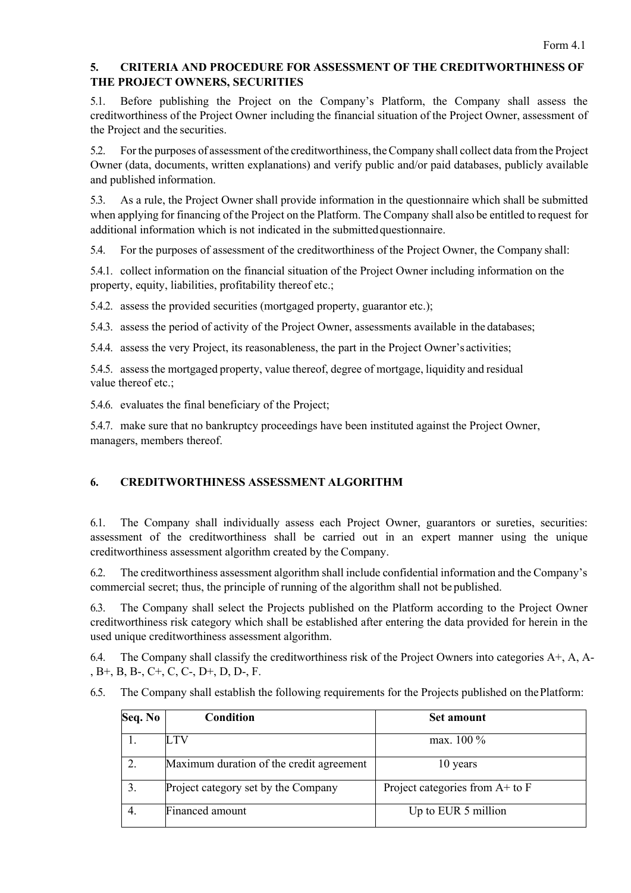## 5. CRITERIA AND PROCEDURE FOR ASSESSMENT OF THE CREDITWORTHINESS OF THE PROJECT OWNERS, SECURITIES

5.1. Before publishing the Project on the Company's Platform, the Company shall assess the creditworthiness of the Project Owner including the financial situation of the Project Owner, assessment of the Project and the securities.

5.2. For the purposes of assessment of the creditworthiness, the Company shall collect data from the Project Owner (data, documents, written explanations) and verify public and/or paid databases, publicly available and published information.

5.3. As a rule, the Project Owner shall provide information in the questionnaire which shall be submitted when applying for financing of the Project on the Platform. The Company shall also be entitled to request for additional information which is not indicated in the submitted questionnaire.

5.4. For the purposes of assessment of the creditworthiness of the Project Owner, the Company shall:

5.4.1. collect information on the financial situation of the Project Owner including information on the property, equity, liabilities, profitability thereof etc.;

5.4.2. assess the provided securities (mortgaged property, guarantor etc.);

5.4.3. assess the period of activity of the Project Owner, assessments available in the databases;

5.4.4. assess the very Project, its reasonableness, the part in the Project Owner's activities;

5.4.5. assess the mortgaged property, value thereof, degree of mortgage, liquidity and residual value thereof etc.;

5.4.6. evaluates the final beneficiary of the Project;

5.4.7. make sure that no bankruptcy proceedings have been instituted against the Project Owner, managers, members thereof.

## 6. CREDITWORTHINESS ASSESSMENT ALGORITHM

6.1. The Company shall individually assess each Project Owner, guarantors or sureties, securities: assessment of the creditworthiness shall be carried out in an expert manner using the unique creditworthiness assessment algorithm created by the Company.

6.2. The creditworthiness assessment algorithm shall include confidential information and the Company's commercial secret; thus, the principle of running of the algorithm shall not be published.

6.3. The Company shall select the Projects published on the Platform according to the Project Owner creditworthiness risk category which shall be established after entering the data provided for herein in the used unique creditworthiness assessment algorithm.

6.4. The Company shall classify the creditworthiness risk of the Project Owners into categories A+, A, A-, B+, B, B-, C+, C, C-, D+, D, D-, F.

6.5. The Company shall establish the following requirements for the Projects published on the Platform:

| Seq. No | Condition | Set amount |
|---|---|---|
| 1. | LTV | max. 100 % |
| 2. | Maximum duration of the credit agreement | 10 years |
| 3. | Project category set by the Company | Project categories from A+ to F |
| 4. | Financed amount | Up to EUR 5 million |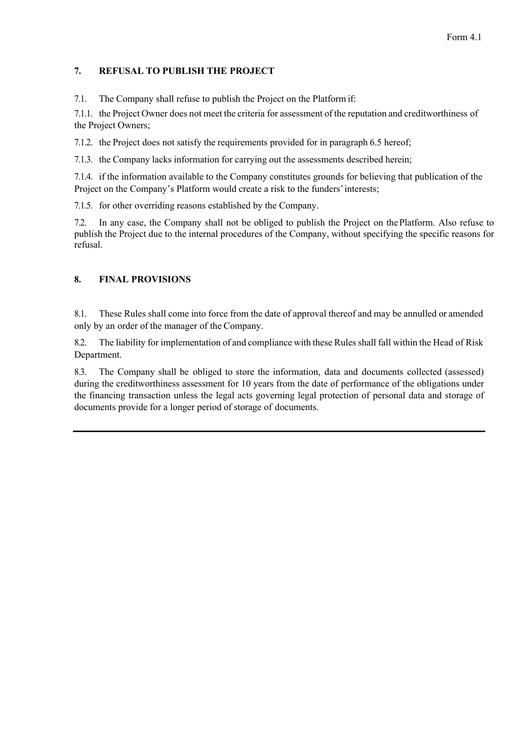## 7. REFUSAL TO PUBLISH THE PROJECT

7.1. The Company shall refuse to publish the Project on the Platform if:

7.1.1. the Project Owner does not meet the criteria for assessment of the reputation and creditworthiness of the Project Owners;

7.1.2. the Project does not satisfy the requirements provided for in paragraph 6.5 hereof;

7.1.3. the Company lacks information for carrying out the assessments described herein;

7.1.4. if the information available to the Company constitutes grounds for believing that publication of the Project on the Company's Platform would create a risk to the funders' interests;

7.1.5. for other overriding reasons established by the Company.

7.2. In any case, the Company shall not be obliged to publish the Project on the Platform. Also refuse to publish the Project due to the internal procedures of the Company, without specifying the specific reasons for refusal.

## 8. FINAL PROVISIONS

8.1. These Rules shall come into force from the date of approval thereof and may be annulled or amended only by an order of the manager of the Company.

8.2. The liability for implementation of and compliance with these Rules shall fall within the Head of Risk Department.

8.3. The Company shall be obliged to store the information, data and documents collected (assessed) during the creditworthiness assessment for 10 years from the date of performance of the obligations under the financing transaction unless the legal acts governing legal protection of personal data and storage of documents provide for a longer period of storage of documents.